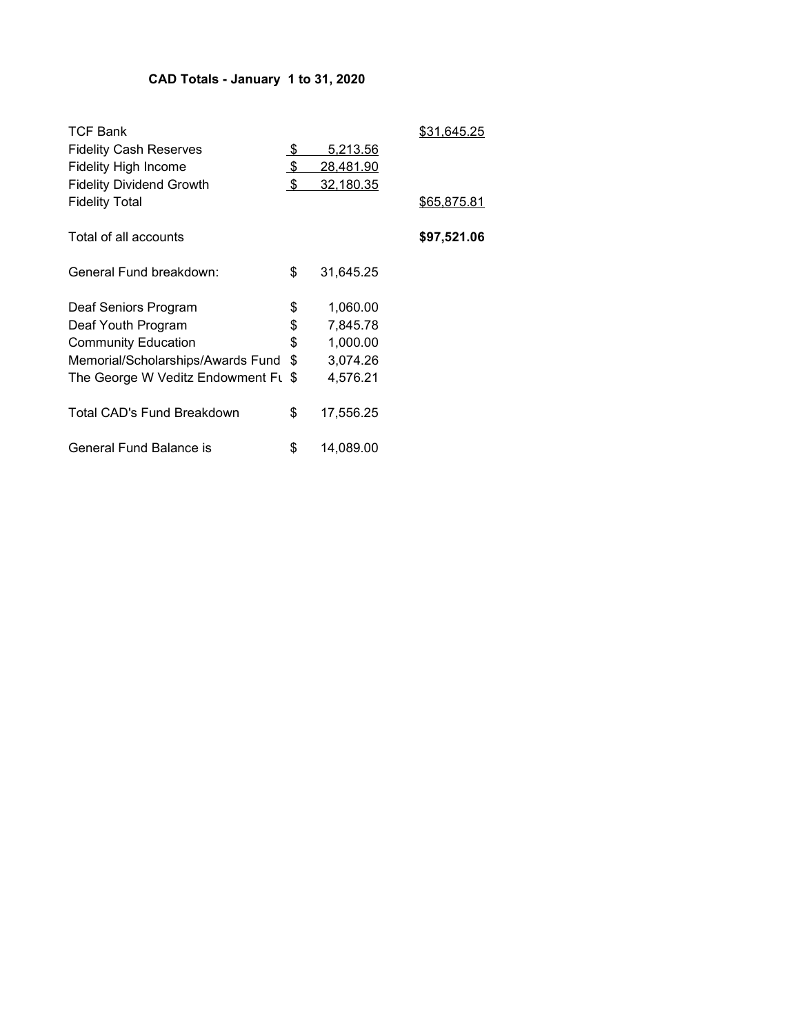**CAD Totals - January 1 to 31, 2020**

| | | |
|---|---|---|
| TCF Bank | | $31,645.25 |
| Fidelity Cash Reserves | $ 5,213.56 | |
| Fidelity High Income | $ 28,481.90 | |
| Fidelity Dividend Growth | $ 32,180.35 | |
| Fidelity Total | | $65,875.81 |
| | | |
| Total of all accounts | | **$97,521.06** |
| | | |
| General Fund breakdown: | $ 31,645.25 | |
| | | |
| Deaf Seniors Program | $ 1,060.00 | |
| Deaf Youth Program | $ 7,845.78 | |
| Community Education | $ 1,000.00 | |
| Memorial/Scholarships/Awards Fund | $ 3,074.26 | |
| The George W Veditz Endowment Fu | $ 4,576.21 | |
| | | |
| Total CAD's Fund Breakdown | $ 17,556.25 | |
| | | |
| General Fund Balance is | $ 14,089.00 | |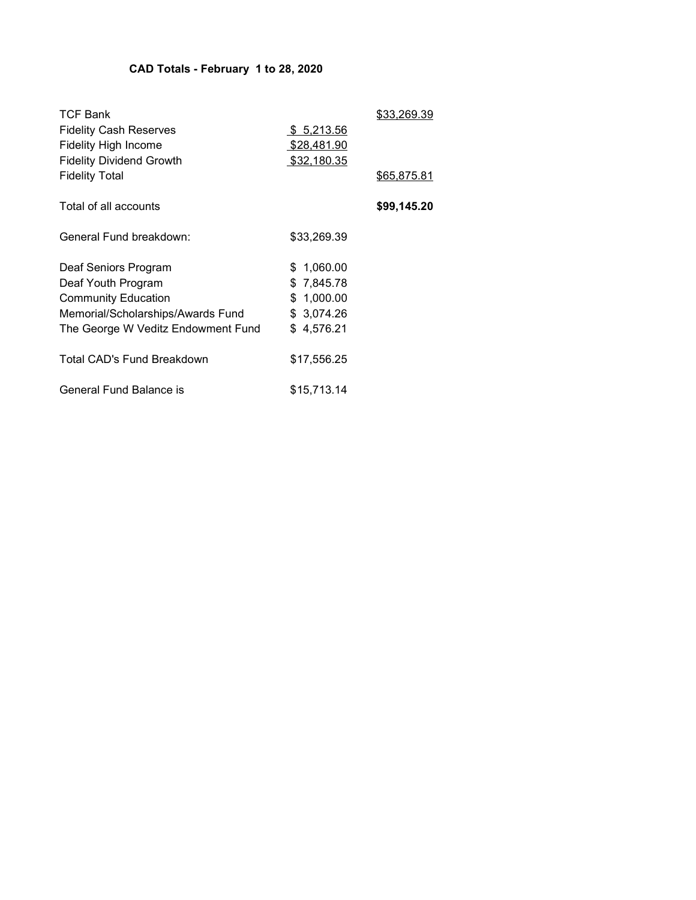**CAD Totals - February 1 to 28, 2020**

| | | |
|---|---|---|
| TCF Bank | | $33,269.39 |
| Fidelity Cash Reserves | $ 5,213.56 | |
| Fidelity High Income | $28,481.90 | |
| Fidelity Dividend Growth | $32,180.35 | |
| Fidelity Total | | $65,875.81 |
| | | |
| Total of all accounts | | **$99,145.20** |
| | | |
| General Fund breakdown: | $33,269.39 | |
| | | |
| Deaf Seniors Program | $ 1,060.00 | |
| Deaf Youth Program | $ 7,845.78 | |
| Community Education | $ 1,000.00 | |
| Memorial/Scholarships/Awards Fund | $ 3,074.26 | |
| The George W Veditz Endowment Fund | $ 4,576.21 | |
| | | |
| Total CAD's Fund Breakdown | $17,556.25 | |
| | | |
| General Fund Balance is | $15,713.14 | |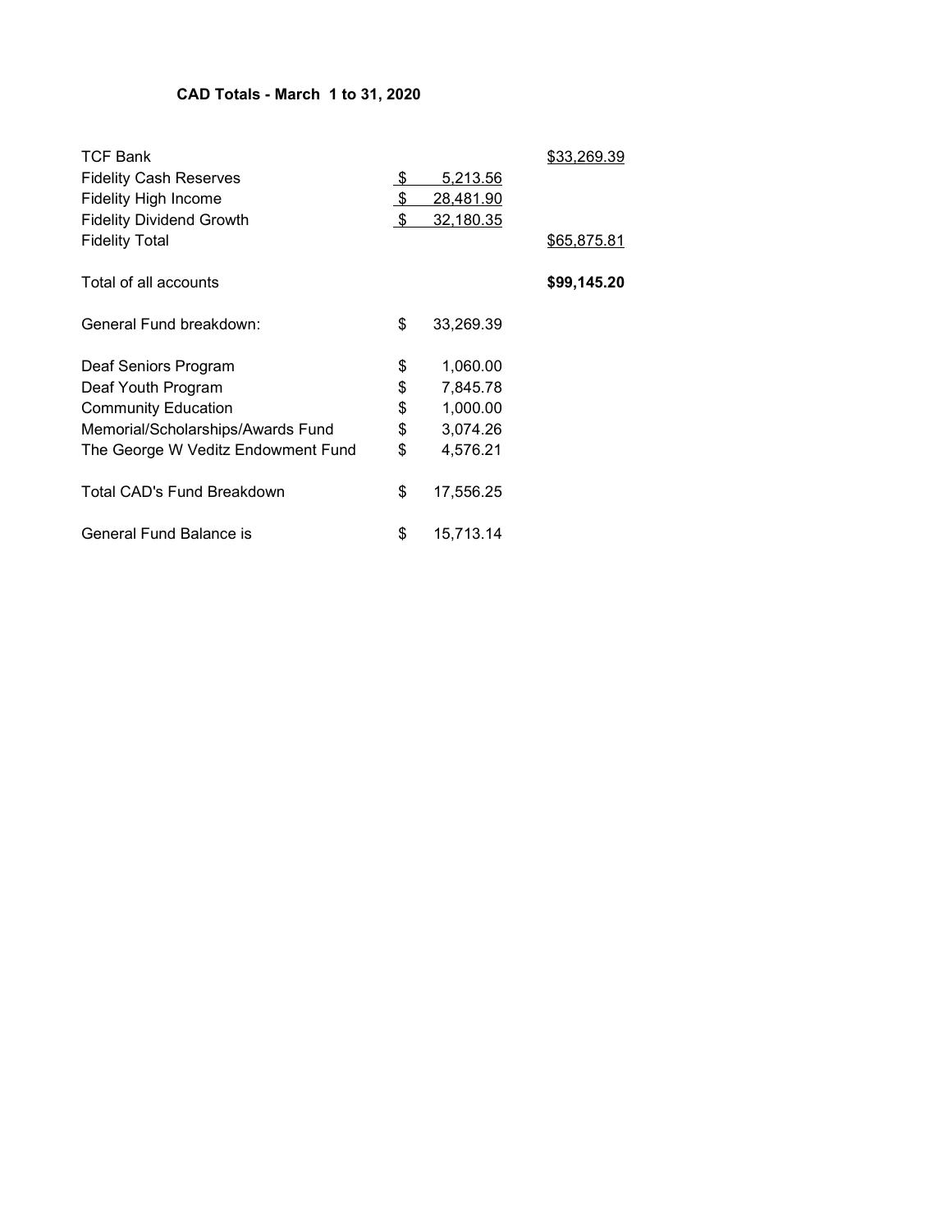## CAD Totals - March 1 to 31, 2020

| | | |
|---|---|---|
| TCF Bank | | $33,269.39 |
| Fidelity Cash Reserves | $ 5,213.56 | |
| Fidelity High Income | $ 28,481.90 | |
| Fidelity Dividend Growth | $ 32,180.35 | |
| Fidelity Total | | $65,875.81 |
| | | |
| Total of all accounts | | **$99,145.20** |
| | | |
| General Fund breakdown: | $ 33,269.39 | |
| | | |
| Deaf Seniors Program | $ 1,060.00 | |
| Deaf Youth Program | $ 7,845.78 | |
| Community Education | $ 1,000.00 | |
| Memorial/Scholarships/Awards Fund | $ 3,074.26 | |
| The George W Veditz Endowment Fund | $ 4,576.21 | |
| | | |
| Total CAD's Fund Breakdown | $ 17,556.25 | |
| | | |
| General Fund Balance is | $ 15,713.14 | |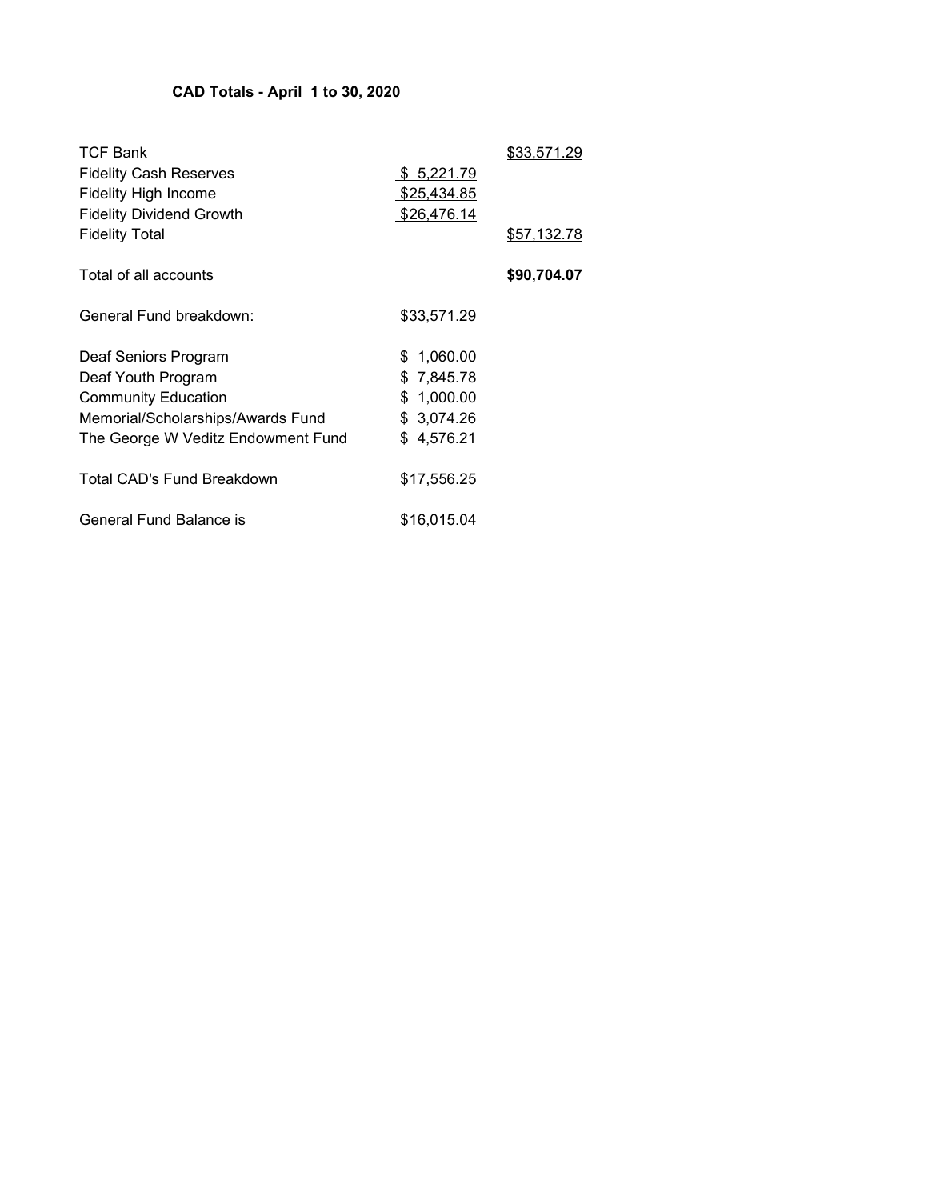**CAD Totals - April 1 to 30, 2020**

| | | |
|---|---|---|
| TCF Bank | | $33,571.29 |
| Fidelity Cash Reserves | $ 5,221.79 | |
| Fidelity High Income | $25,434.85 | |
| Fidelity Dividend Growth | $26,476.14 | |
| Fidelity Total | | $57,132.78 |
| | | |
| Total of all accounts | | **$90,704.07** |
| | | |
| General Fund breakdown: | $33,571.29 | |
| | | |
| Deaf Seniors Program | $ 1,060.00 | |
| Deaf Youth Program | $ 7,845.78 | |
| Community Education | $ 1,000.00 | |
| Memorial/Scholarships/Awards Fund | $ 3,074.26 | |
| The George W Veditz Endowment Fund | $ 4,576.21 | |
| | | |
| Total CAD's Fund Breakdown | $17,556.25 | |
| | | |
| General Fund Balance is | $16,015.04 | |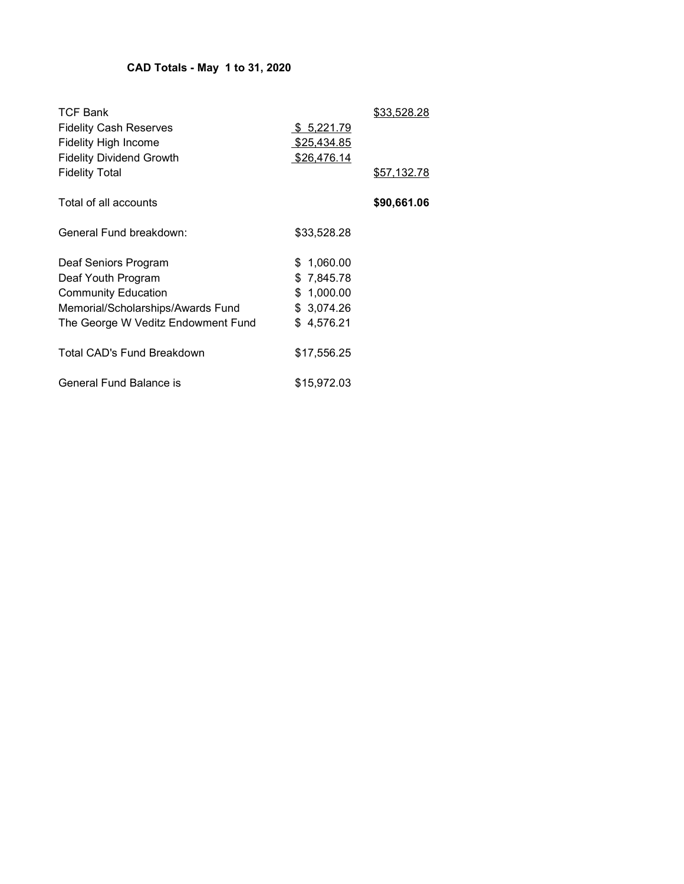**CAD Totals - May 1 to 31, 2020**

| | | |
|---|---|---|
| TCF Bank | | $33,528.28 |
| Fidelity Cash Reserves | $ 5,221.79 | |
| Fidelity High Income | $25,434.85 | |
| Fidelity Dividend Growth | $26,476.14 | |
| Fidelity Total | | $57,132.78 |
| | | |
| Total of all accounts | | **$90,661.06** |
| | | |
| General Fund breakdown: | $33,528.28 | |
| | | |
| Deaf Seniors Program | $ 1,060.00 | |
| Deaf Youth Program | $ 7,845.78 | |
| Community Education | $ 1,000.00 | |
| Memorial/Scholarships/Awards Fund | $ 3,074.26 | |
| The George W Veditz Endowment Fund | $ 4,576.21 | |
| | | |
| Total CAD's Fund Breakdown | $17,556.25 | |
| | | |
| General Fund Balance is | $15,972.03 | |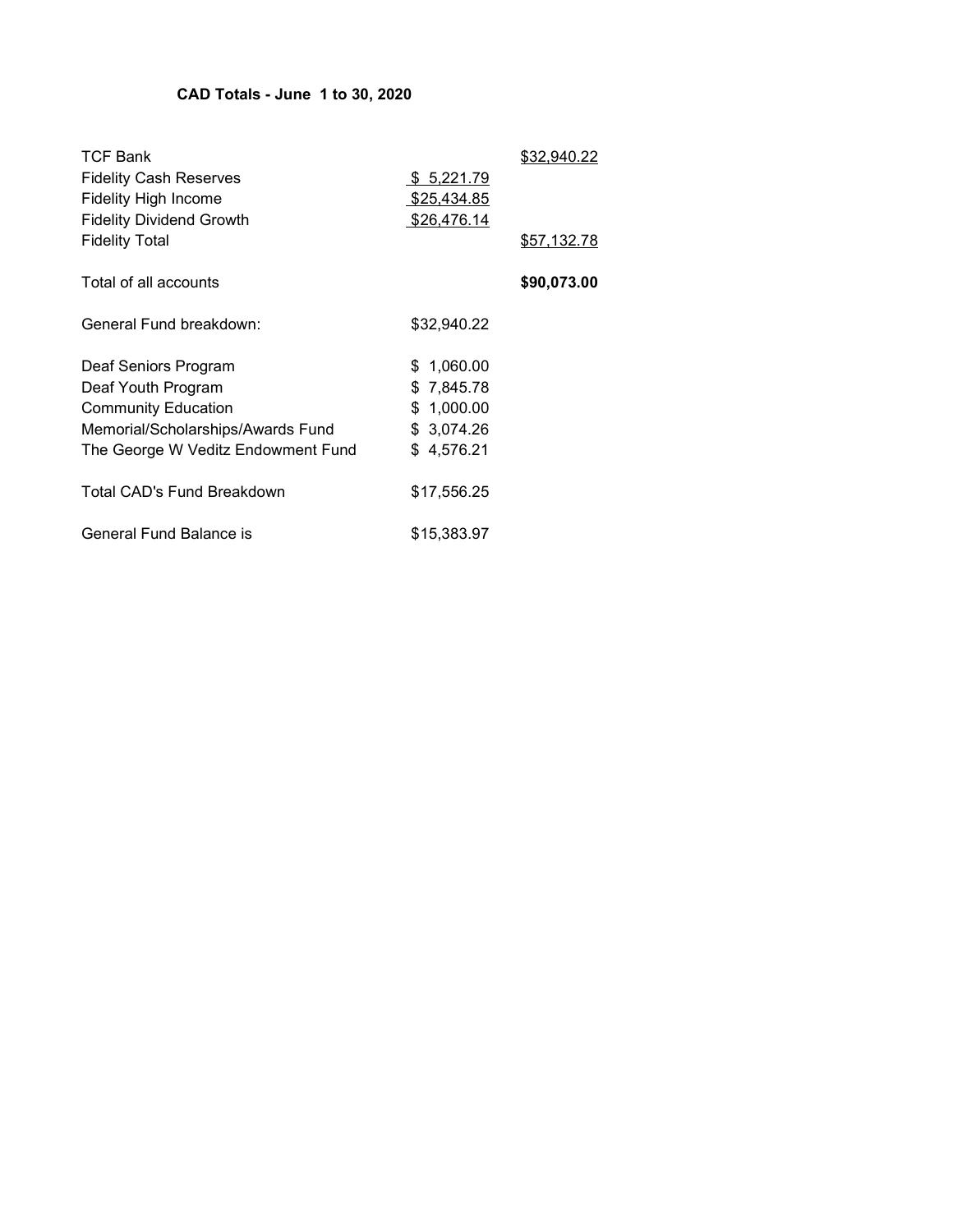**CAD Totals - June 1 to 30, 2020**

| | | |
|---|---|---|
| TCF Bank | | $32,940.22 |
| Fidelity Cash Reserves | $ 5,221.79 | |
| Fidelity High Income | $25,434.85 | |
| Fidelity Dividend Growth | $26,476.14 | |
| Fidelity Total | | $57,132.78 |
| | | |
| Total of all accounts | | **$90,073.00** |
| | | |
| General Fund breakdown: | $32,940.22 | |
| | | |
| Deaf Seniors Program | $ 1,060.00 | |
| Deaf Youth Program | $ 7,845.78 | |
| Community Education | $ 1,000.00 | |
| Memorial/Scholarships/Awards Fund | $ 3,074.26 | |
| The George W Veditz Endowment Fund | $ 4,576.21 | |
| | | |
| Total CAD's Fund Breakdown | $17,556.25 | |
| | | |
| General Fund Balance is | $15,383.97 | |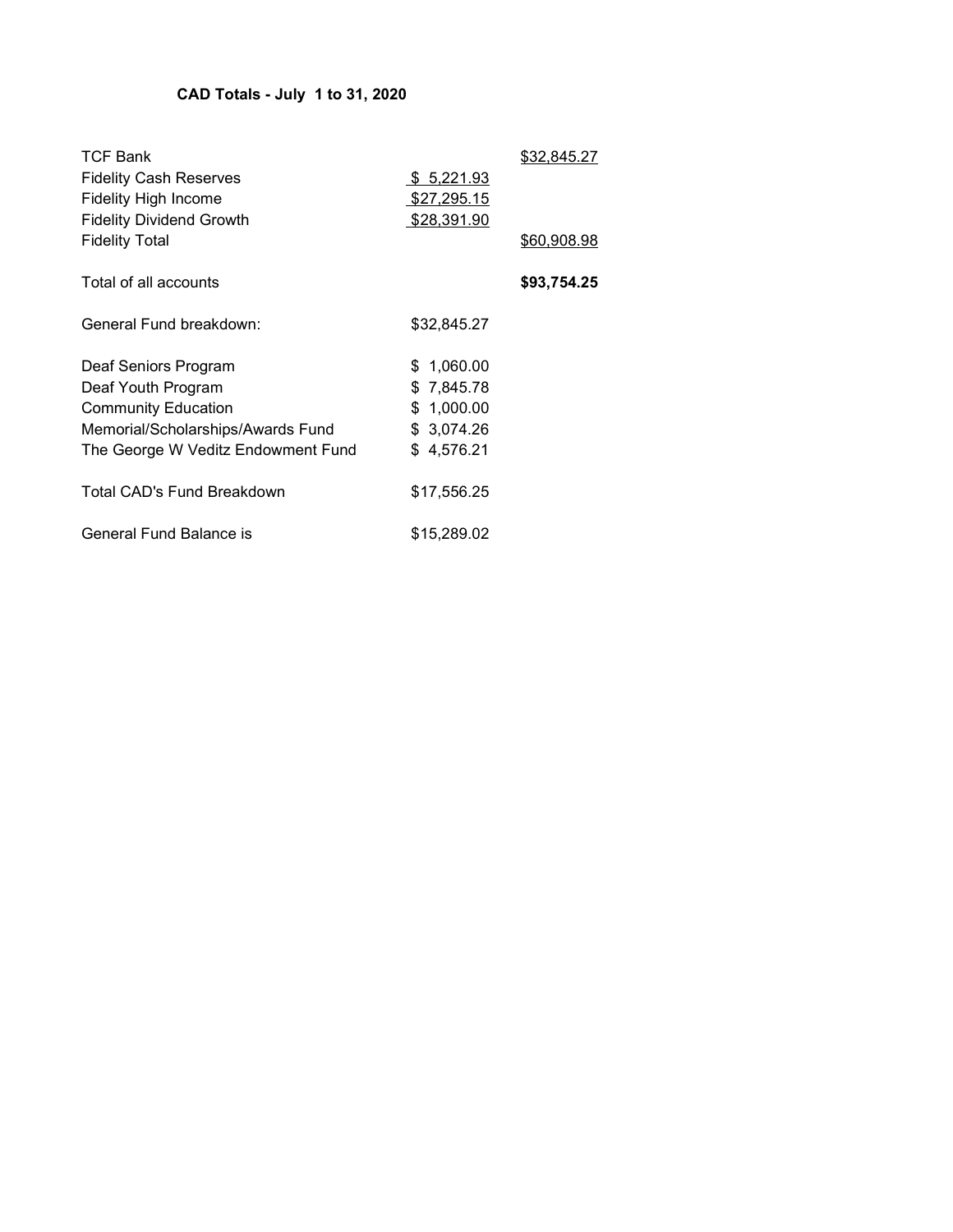**CAD Totals - July 1 to 31, 2020**

| | | |
|---|---|---|
| TCF Bank | | $32,845.27 |
| Fidelity Cash Reserves | $ 5,221.93 | |
| Fidelity High Income | $27,295.15 | |
| Fidelity Dividend Growth | $28,391.90 | |
| Fidelity Total | | $60,908.98 |
| Total of all accounts | | **$93,754.25** |
| General Fund breakdown: | $32,845.27 | |
| Deaf Seniors Program | $ 1,060.00 | |
| Deaf Youth Program | $ 7,845.78 | |
| Community Education | $ 1,000.00 | |
| Memorial/Scholarships/Awards Fund | $ 3,074.26 | |
| The George W Veditz Endowment Fund | $ 4,576.21 | |
| Total CAD's Fund Breakdown | $17,556.25 | |
| General Fund Balance is | $15,289.02 | |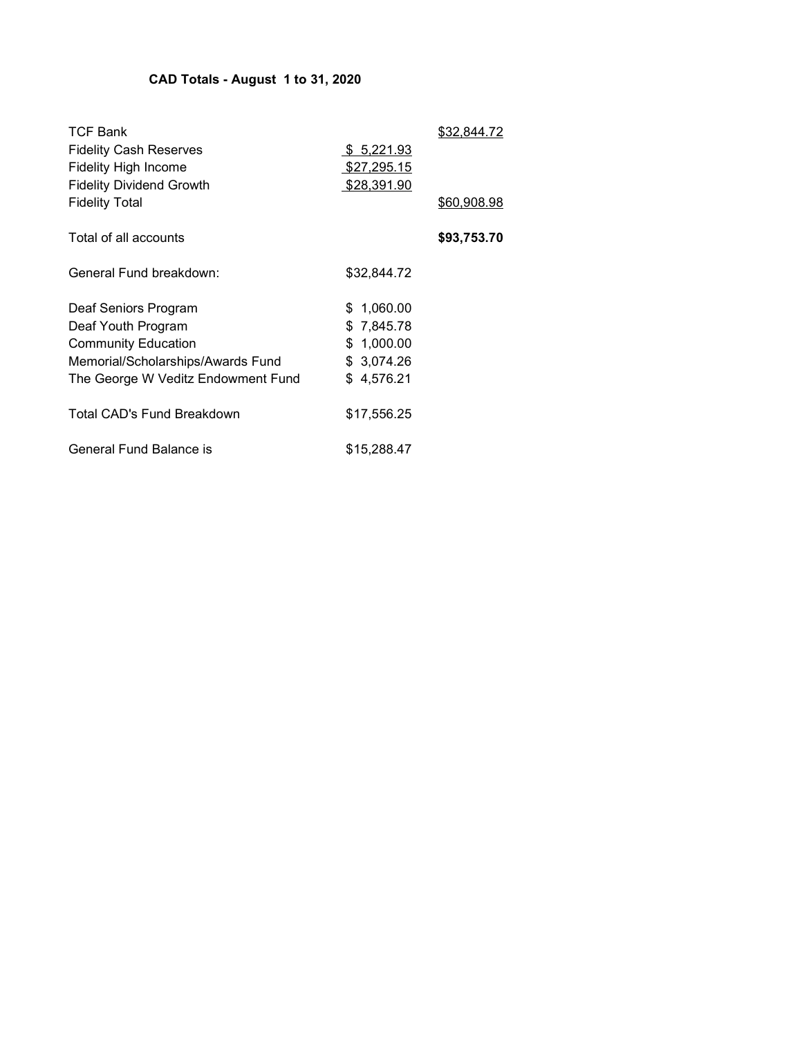**CAD Totals - August 1 to 31, 2020**

| | | |
|---|---|---|
| TCF Bank | | $32,844.72 |
| Fidelity Cash Reserves | $ 5,221.93 | |
| Fidelity High Income | $27,295.15 | |
| Fidelity Dividend Growth | $28,391.90 | |
| Fidelity Total | | $60,908.98 |
| Total of all accounts | | **$93,753.70** |
| General Fund breakdown: | $32,844.72 | |
| Deaf Seniors Program | $ 1,060.00 | |
| Deaf Youth Program | $ 7,845.78 | |
| Community Education | $ 1,000.00 | |
| Memorial/Scholarships/Awards Fund | $ 3,074.26 | |
| The George W Veditz Endowment Fund | $ 4,576.21 | |
| Total CAD's Fund Breakdown | $17,556.25 | |
| General Fund Balance is | $15,288.47 | |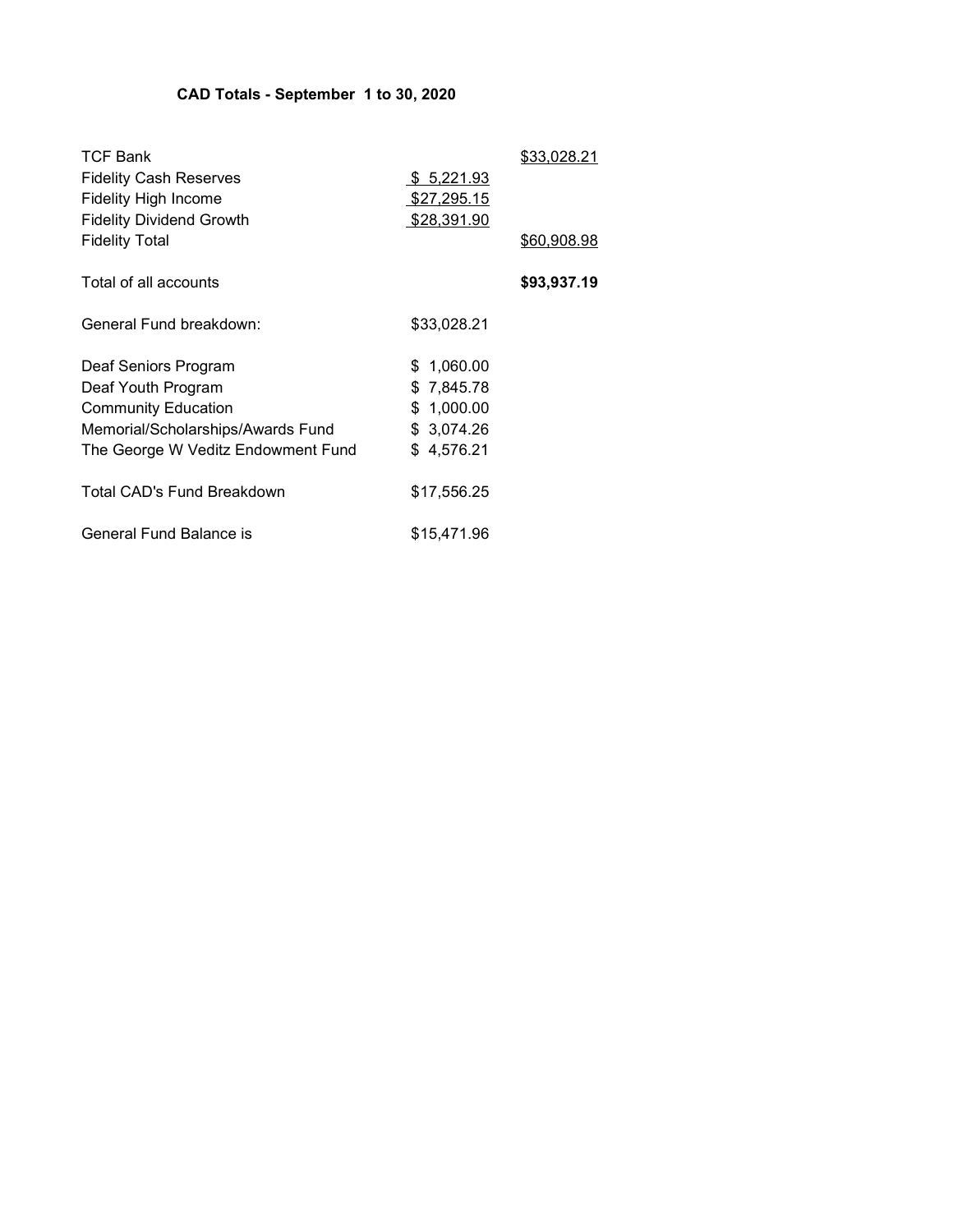## CAD Totals - September 1 to 30, 2020

| | | |
|---|---|---|
| TCF Bank | | $33,028.21 |
| Fidelity Cash Reserves | $ 5,221.93 | |
| Fidelity High Income | $27,295.15 | |
| Fidelity Dividend Growth | $28,391.90 | |
| Fidelity Total | | $60,908.98 |
| | | |
| Total of all accounts | | **$93,937.19** |
| | | |
| General Fund breakdown: | $33,028.21 | |
| | | |
| Deaf Seniors Program | $ 1,060.00 | |
| Deaf Youth Program | $ 7,845.78 | |
| Community Education | $ 1,000.00 | |
| Memorial/Scholarships/Awards Fund | $ 3,074.26 | |
| The George W Veditz Endowment Fund | $ 4,576.21 | |
| | | |
| Total CAD's Fund Breakdown | $17,556.25 | |
| | | |
| General Fund Balance is | $15,471.96 | |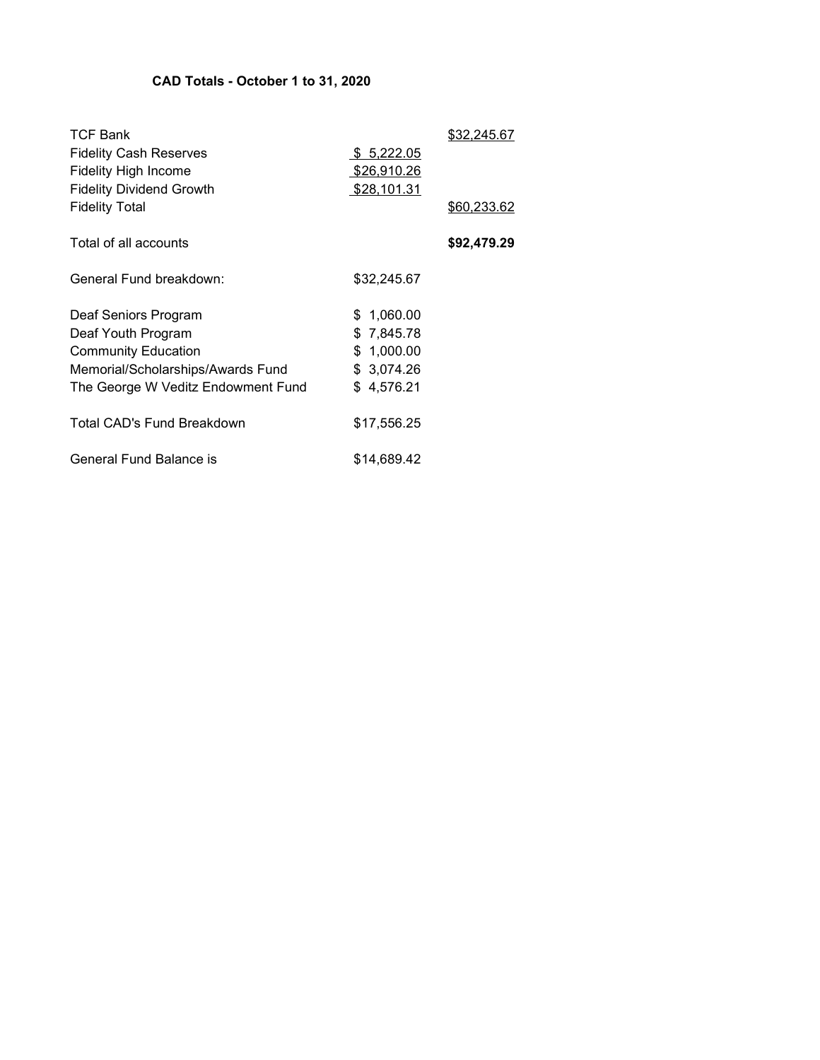**CAD Totals - October 1 to 31, 2020**

| | | |
|---|---|---|
| TCF Bank | | $32,245.67 |
| Fidelity Cash Reserves | $ 5,222.05 | |
| Fidelity High Income | $26,910.26 | |
| Fidelity Dividend Growth | $28,101.31 | |
| Fidelity Total | | $60,233.62 |
| | | |
| Total of all accounts | | **$92,479.29** |
| | | |
| General Fund breakdown: | $32,245.67 | |
| | | |
| Deaf Seniors Program | $ 1,060.00 | |
| Deaf Youth Program | $ 7,845.78 | |
| Community Education | $ 1,000.00 | |
| Memorial/Scholarships/Awards Fund | $ 3,074.26 | |
| The George W Veditz Endowment Fund | $ 4,576.21 | |
| | | |
| Total CAD's Fund Breakdown | $17,556.25 | |
| | | |
| General Fund Balance is | $14,689.42 | |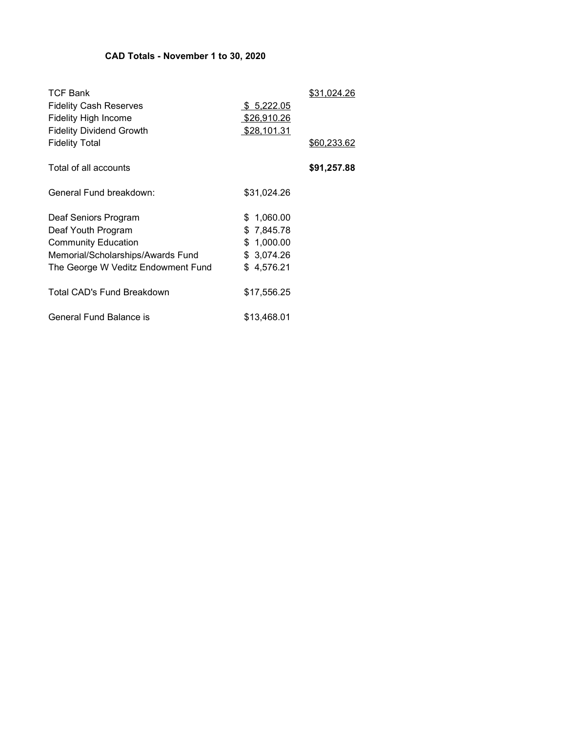**CAD Totals - November 1 to 30, 2020**

| | | |
|---|---|---|
| TCF Bank | | $31,024.26 |
| Fidelity Cash Reserves | $ 5,222.05 | |
| Fidelity High Income | $26,910.26 | |
| Fidelity Dividend Growth | $28,101.31 | |
| Fidelity Total | | $60,233.62 |
| | | |
| Total of all accounts | | **$91,257.88** |
| | | |
| General Fund breakdown: | $31,024.26 | |
| | | |
| Deaf Seniors Program | $ 1,060.00 | |
| Deaf Youth Program | $ 7,845.78 | |
| Community Education | $ 1,000.00 | |
| Memorial/Scholarships/Awards Fund | $ 3,074.26 | |
| The George W Veditz Endowment Fund | $ 4,576.21 | |
| | | |
| Total CAD's Fund Breakdown | $17,556.25 | |
| | | |
| General Fund Balance is | $13,468.01 | |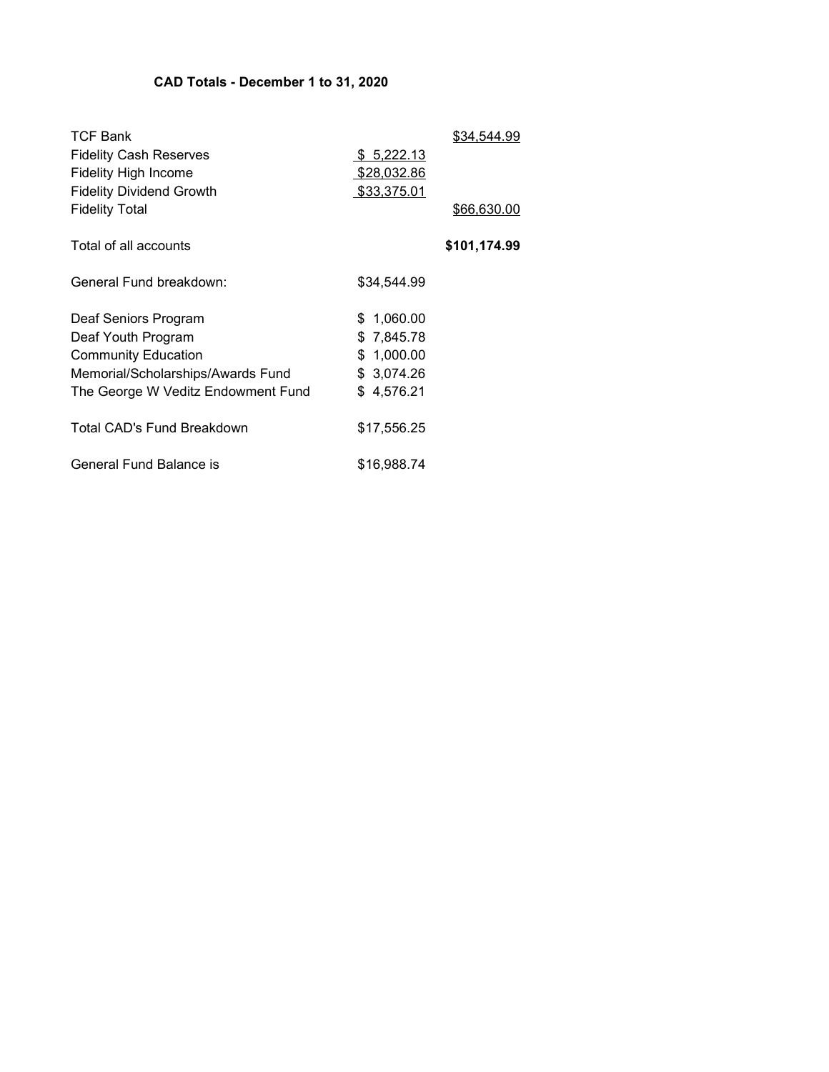## CAD Totals - December 1 to 31, 2020

| | | |
|---|---|---|
| TCF Bank | | $34,544.99 |
| Fidelity Cash Reserves | $ 5,222.13 | |
| Fidelity High Income | $28,032.86 | |
| Fidelity Dividend Growth | $33,375.01 | |
| Fidelity Total | | $66,630.00 |
| Total of all accounts | | **$101,174.99** |
| General Fund breakdown: | $34,544.99 | |
| Deaf Seniors Program | $ 1,060.00 | |
| Deaf Youth Program | $ 7,845.78 | |
| Community Education | $ 1,000.00 | |
| Memorial/Scholarships/Awards Fund | $ 3,074.26 | |
| The George W Veditz Endowment Fund | $ 4,576.21 | |
| Total CAD's Fund Breakdown | $17,556.25 | |
| General Fund Balance is | $16,988.74 | |